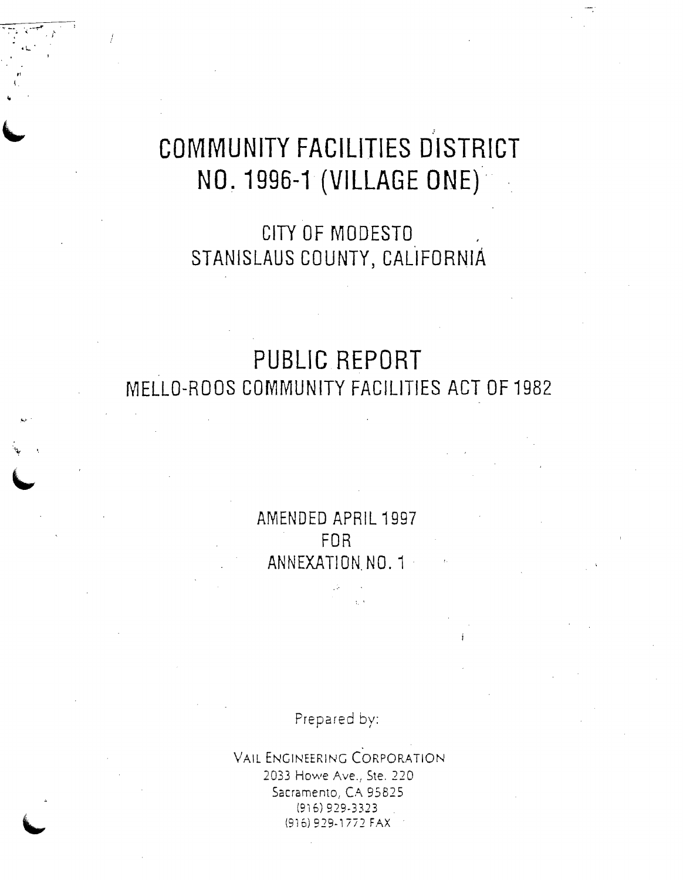# COMMUNITY FACILITIES DISTRICT NO. 1996-1 (VILLAGE ONE)

## CITY OF MODESTO
## STANISLAUS COUNTY, CALIFORNIA

# PUBLIC REPORT
## MELLO-ROOS COMMUNITY FACILITIES ACT OF 1982

AMENDED APRIL 1997
FOR
ANNEXATION NO. 1

Prepared by:

VAIL ENGINEERING CORPORATION
2033 Howe Ave., Ste. 220
Sacramento, CA 95825
(916) 929-3323
(916) 929-1772 FAX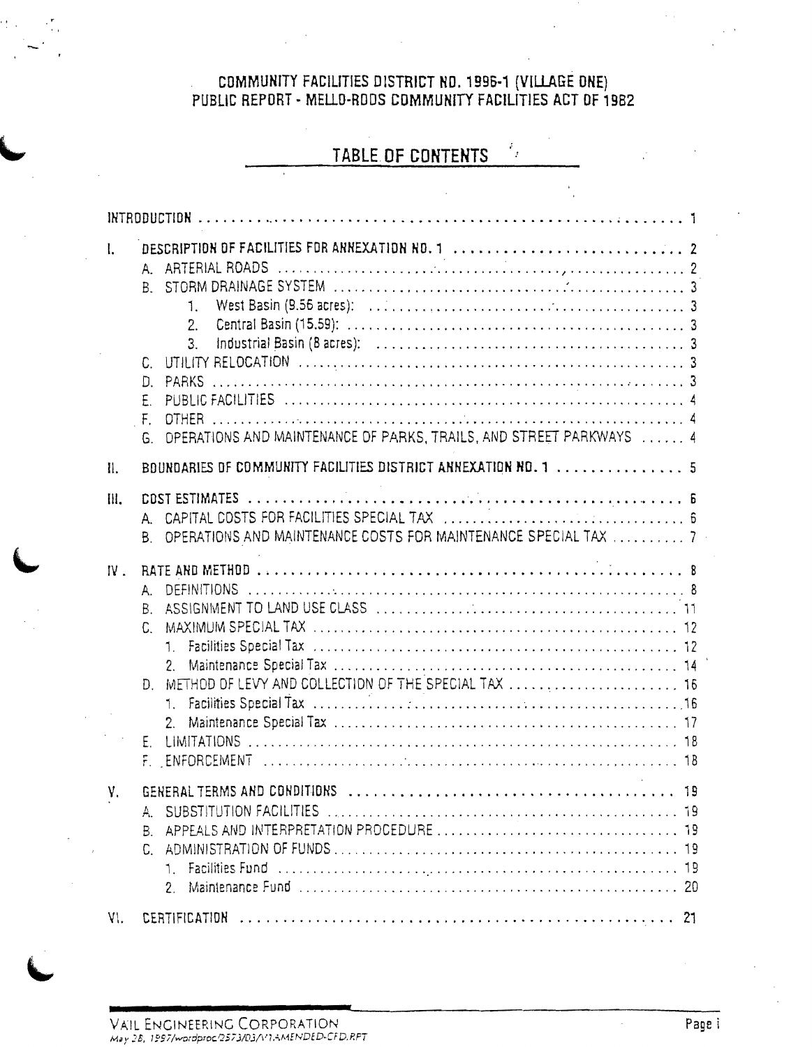COMMUNITY FACILITIES DISTRICT NO. 1996-1 (VILLAGE ONE)
PUBLIC REPORT - MELLO-ROOS COMMUNITY FACILITIES ACT OF 1982

# TABLE OF CONTENTS

INTRODUCTION . . . . . 1

I. DESCRIPTION OF FACILITIES FOR ANNEXATION NO. 1 . . . . . 2
- A. ARTERIAL ROADS . . . . . 2
- B. STORM DRAINAGE SYSTEM . . . . . 3
  1. West Basin (9.56 acres): . . . . . 3
  2. Central Basin (15.59): . . . . . 3
  3. Industrial Basin (8 acres): . . . . . 3
- C. UTILITY RELOCATION . . . . . 3
- D. PARKS . . . . . 3
- E. PUBLIC FACILITIES . . . . . 4
- F. OTHER . . . . . 4
- G. OPERATIONS AND MAINTENANCE OF PARKS, TRAILS, AND STREET PARKWAYS . . . . . 4

II. BOUNDARIES OF COMMUNITY FACILITIES DISTRICT ANNEXATION NO. 1 . . . . . 5

III. COST ESTIMATES . . . . . 6
- A. CAPITAL COSTS FOR FACILITIES SPECIAL TAX . . . . . 6
- B. OPERATIONS AND MAINTENANCE COSTS FOR MAINTENANCE SPECIAL TAX . . . . . 7

IV. RATE AND METHOD . . . . . 8
- A. DEFINITIONS . . . . . 8
- B. ASSIGNMENT TO LAND USE CLASS . . . . . 11
- C. MAXIMUM SPECIAL TAX . . . . . 12
  1. Facilities Special Tax . . . . . 12
  2. Maintenance Special Tax . . . . . 14
- D. METHOD OF LEVY AND COLLECTION OF THE SPECIAL TAX . . . . . 16
  1. Facilities Special Tax . . . . . 16
  2. Maintenance Special Tax . . . . . 17
- E. LIMITATIONS . . . . . 18
- F. ENFORCEMENT . . . . . 18

V. GENERAL TERMS AND CONDITIONS . . . . . 19
- A. SUBSTITUTION FACILITIES . . . . . 19
- B. APPEALS AND INTERPRETATION PROCEDURE . . . . . 19
- C. ADMINISTRATION OF FUNDS . . . . . 19
  1. Facilities Fund . . . . . 19
  2. Maintenance Fund . . . . . 20

VI. CERTIFICATION . . . . . 21

VAIL ENGINEERING CORPORATION
May 28, 1997/wordproc/2573/03/V1AMENDED-CFD.RPT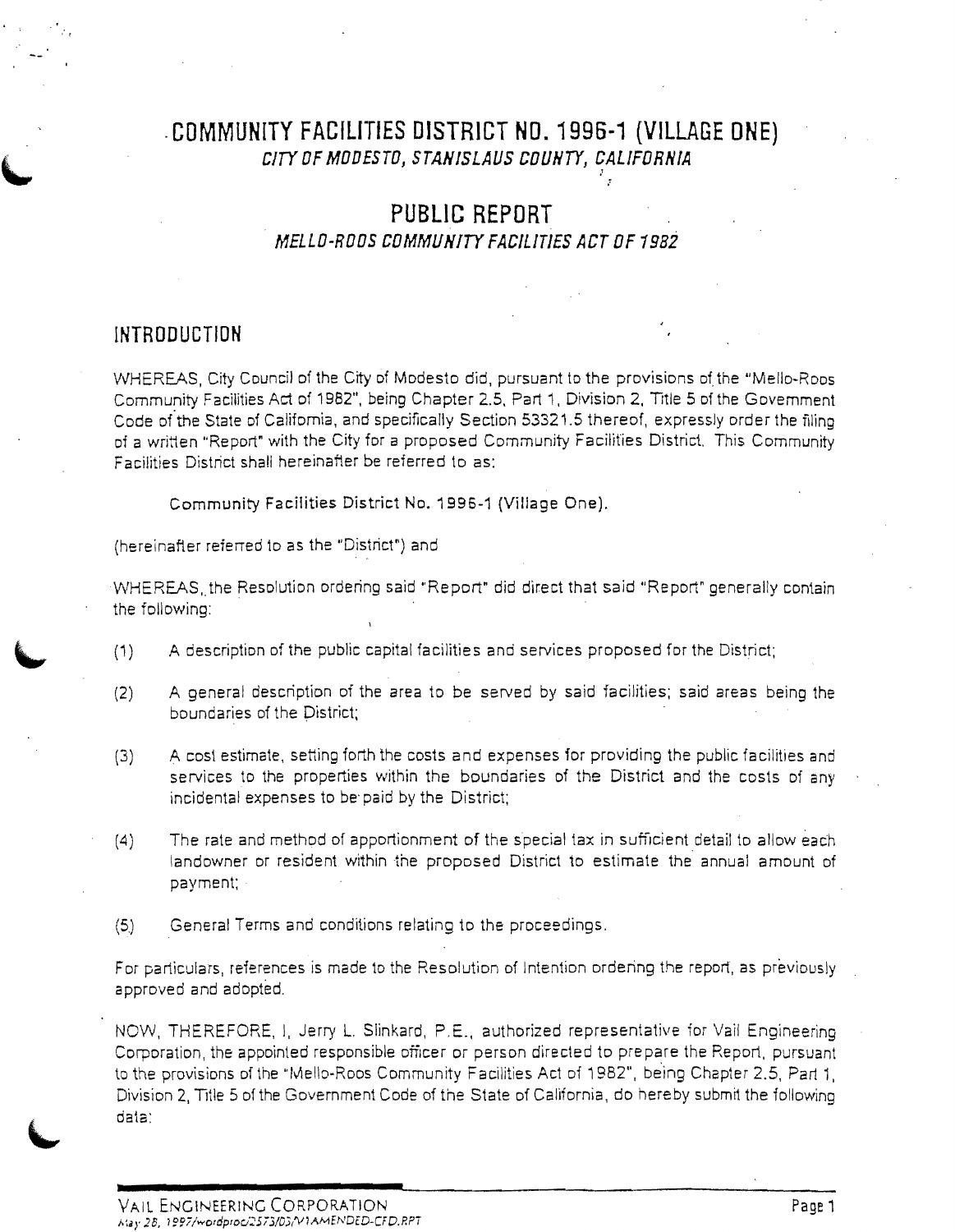# COMMUNITY FACILITIES DISTRICT NO. 1996-1 (VILLAGE ONE)

*CITY OF MODESTO, STANISLAUS COUNTY, CALIFORNIA*

## PUBLIC REPORT

*MELLO-ROOS COMMUNITY FACILITIES ACT OF 1982*

## INTRODUCTION

WHEREAS, City Council of the City of Modesto did, pursuant to the provisions of the "Mello-Roos Community Facilities Act of 1982", being Chapter 2.5, Part 1, Division 2, Title 5 of the Government Code of the State of California, and specifically Section 53321.5 thereof, expressly order the filing of a written "Report" with the City for a proposed Community Facilities District. This Community Facilities District shall hereinafter be referred to as:

Community Facilities District No. 1996-1 (Village One).

(hereinafter referred to as the "District") and

WHEREAS, the Resolution ordering said "Report" did direct that said "Report" generally contain the following:

(1) A description of the public capital facilities and services proposed for the District;

(2) A general description of the area to be served by said facilities; said areas being the boundaries of the District;

(3) A cost estimate, setting forth the costs and expenses for providing the public facilities and services to the properties within the boundaries of the District and the costs of any incidental expenses to be paid by the District;

(4) The rate and method of apportionment of the special tax in sufficient detail to allow each landowner or resident within the proposed District to estimate the annual amount of payment;

(5) General Terms and conditions relating to the proceedings.

For particulars, references is made to the Resolution of Intention ordering the report, as previously approved and adopted.

NOW, THEREFORE, I, Jerry L. Slinkard, P.E., authorized representative for Vail Engineering Corporation, the appointed responsible officer or person directed to prepare the Report, pursuant to the provisions of the "Mello-Roos Community Facilities Act of 1982", being Chapter 2.5, Part 1, Division 2, Title 5 of the Government Code of the State of California, do hereby submit the following data: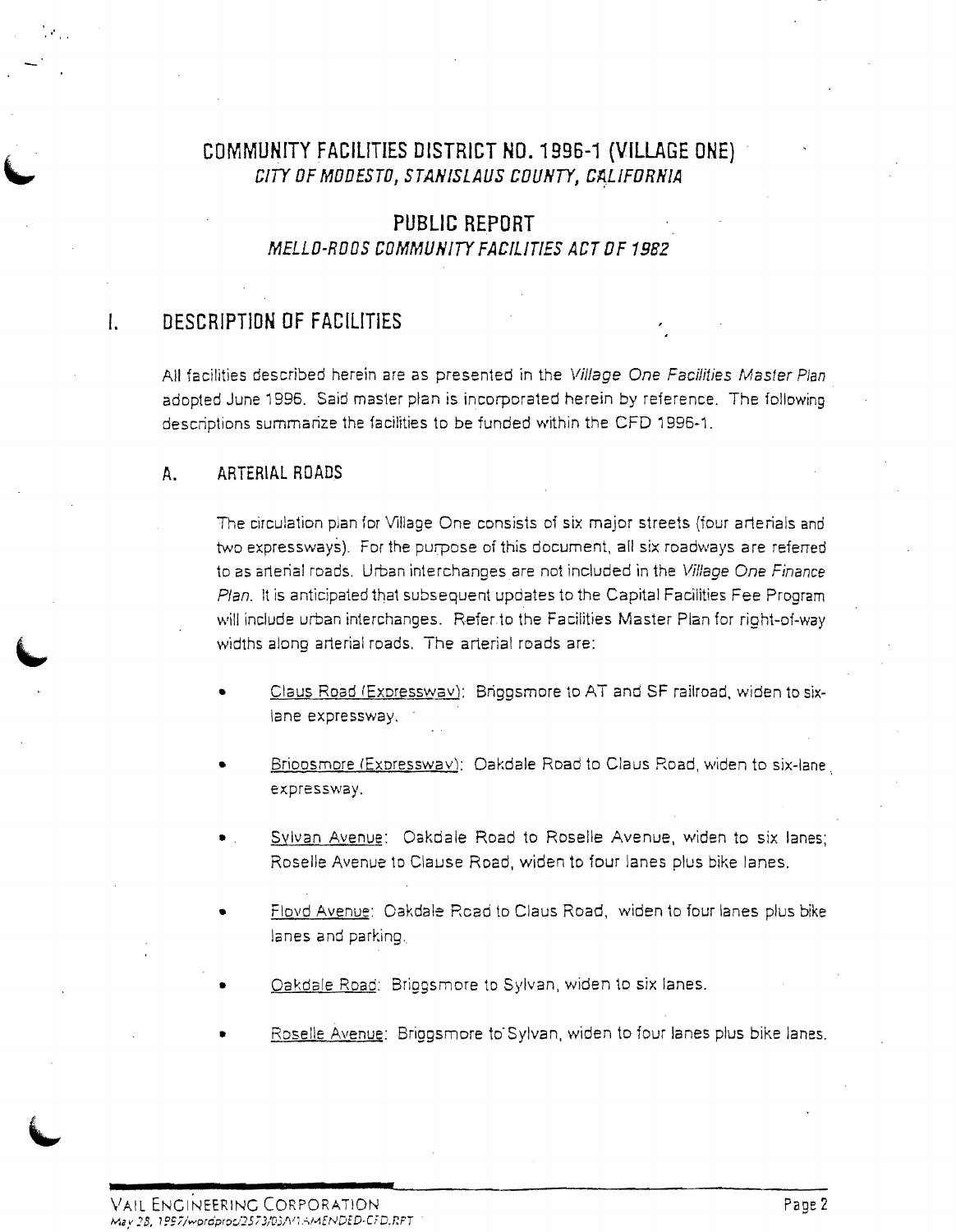# COMMUNITY FACILITIES DISTRICT NO. 1996-1 (VILLAGE ONE)

*CITY OF MODESTO, STANISLAUS COUNTY, CALIFORNIA*

## PUBLIC REPORT

*MELLO-ROOS COMMUNITY FACILITIES ACT OF 1982*

## I. DESCRIPTION OF FACILITIES

All facilities described herein are as presented in the *Village One Facilities Master Plan* adopted June 1996. Said master plan is incorporated herein by reference. The following descriptions summarize the facilities to be funded within the CFD 1996-1.

### A. ARTERIAL ROADS

The circulation plan for Village One consists of six major streets (four arterials and two expressways). For the purpose of this document, all six roadways are referred to as arterial roads. Urban interchanges are not included in the *Village One Finance Plan*. It is anticipated that subsequent updates to the Capital Facilities Fee Program will include urban interchanges. Refer to the Facilities Master Plan for right-of-way widths along arterial roads. The arterial roads are:

- Claus Road (Expressway): Briggsmore to AT and SF railroad, widen to six-lane expressway.
- Briggsmore (Expressway): Oakdale Road to Claus Road, widen to six-lane expressway.
- Sylvan Avenue: Oakdale Road to Roselle Avenue, widen to six lanes; Roselle Avenue to Clause Road, widen to four lanes plus bike lanes.
- Floyd Avenue: Oakdale Road to Claus Road, widen to four lanes plus bike lanes and parking.
- Oakdale Road: Briggsmore to Sylvan, widen to six lanes.
- Roselle Avenue: Briggsmore to Sylvan, widen to four lanes plus bike lanes.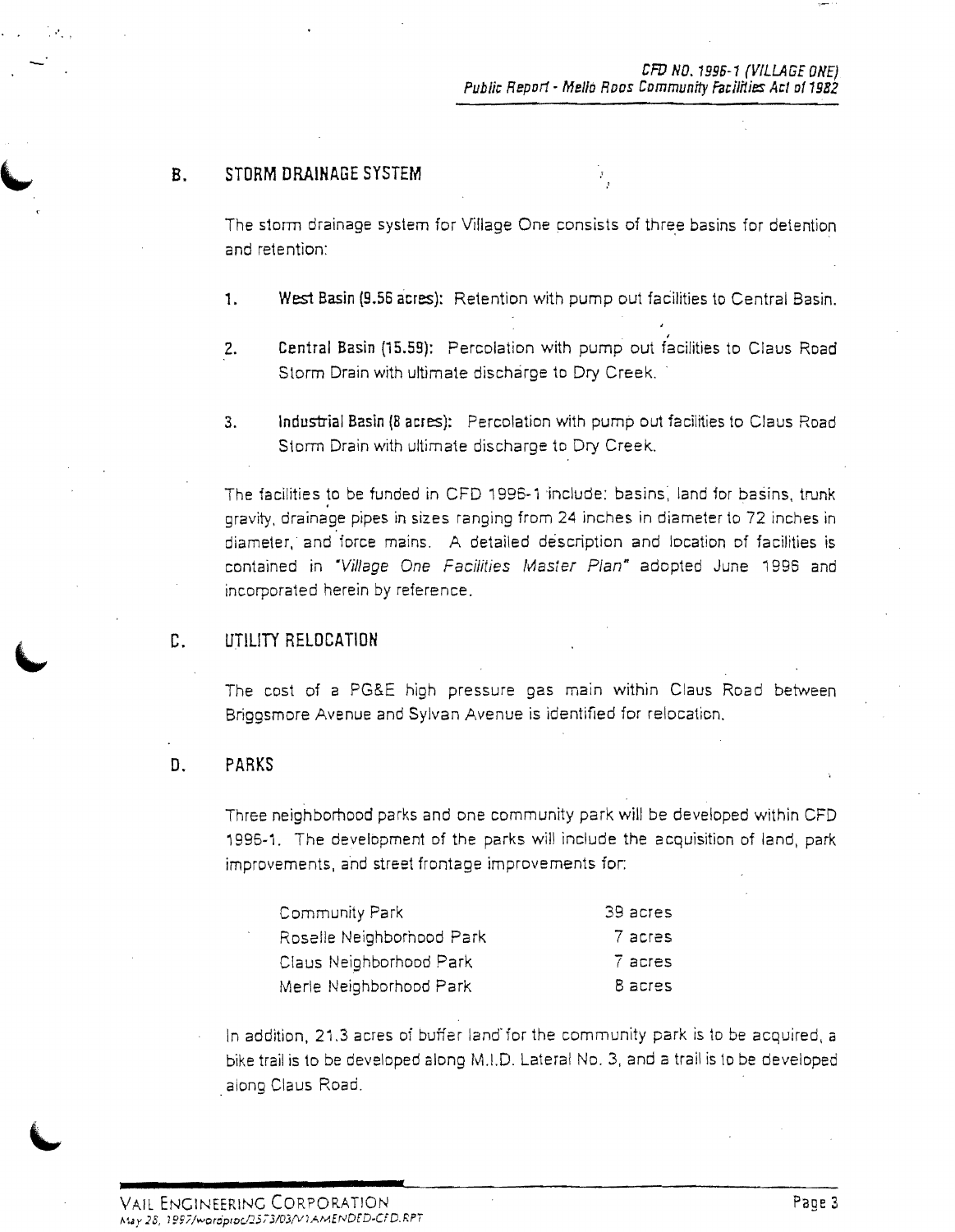## B. STORM DRAINAGE SYSTEM

The storm drainage system for Village One consists of three basins for detention and retention:

1. **West Basin (9.56 acres):** Retention with pump out facilities to Central Basin.

2. **Central Basin (15.59):** Percolation with pump out facilities to Claus Road Storm Drain with ultimate discharge to Dry Creek.

3. **Industrial Basin (8 acres):** Percolation with pump out facilities to Claus Road Storm Drain with ultimate discharge to Dry Creek.

The facilities to be funded in CFD 1996-1 include: basins, land for basins, trunk gravity, drainage pipes in sizes ranging from 24 inches in diameter to 72 inches in diameter, and force mains. A detailed description and location of facilities is contained in *"Village One Facilities Master Plan"* adopted June 1996 and incorporated herein by reference.

## C. UTILITY RELOCATION

The cost of a PG&E high pressure gas main within Claus Road between Briggsmore Avenue and Sylvan Avenue is identified for relocation.

## D. PARKS

Three neighborhood parks and one community park will be developed within CFD 1996-1. The development of the parks will include the acquisition of land, park improvements, and street frontage improvements for:

| Park | Acres |
|---|---|
| Community Park | 39 acres |
| Roselle Neighborhood Park | 7 acres |
| Claus Neighborhood Park | 7 acres |
| Merle Neighborhood Park | 8 acres |

In addition, 21.3 acres of buffer land for the community park is to be acquired, a bike trail is to be developed along M.I.D. Lateral No. 3, and a trail is to be developed along Claus Road.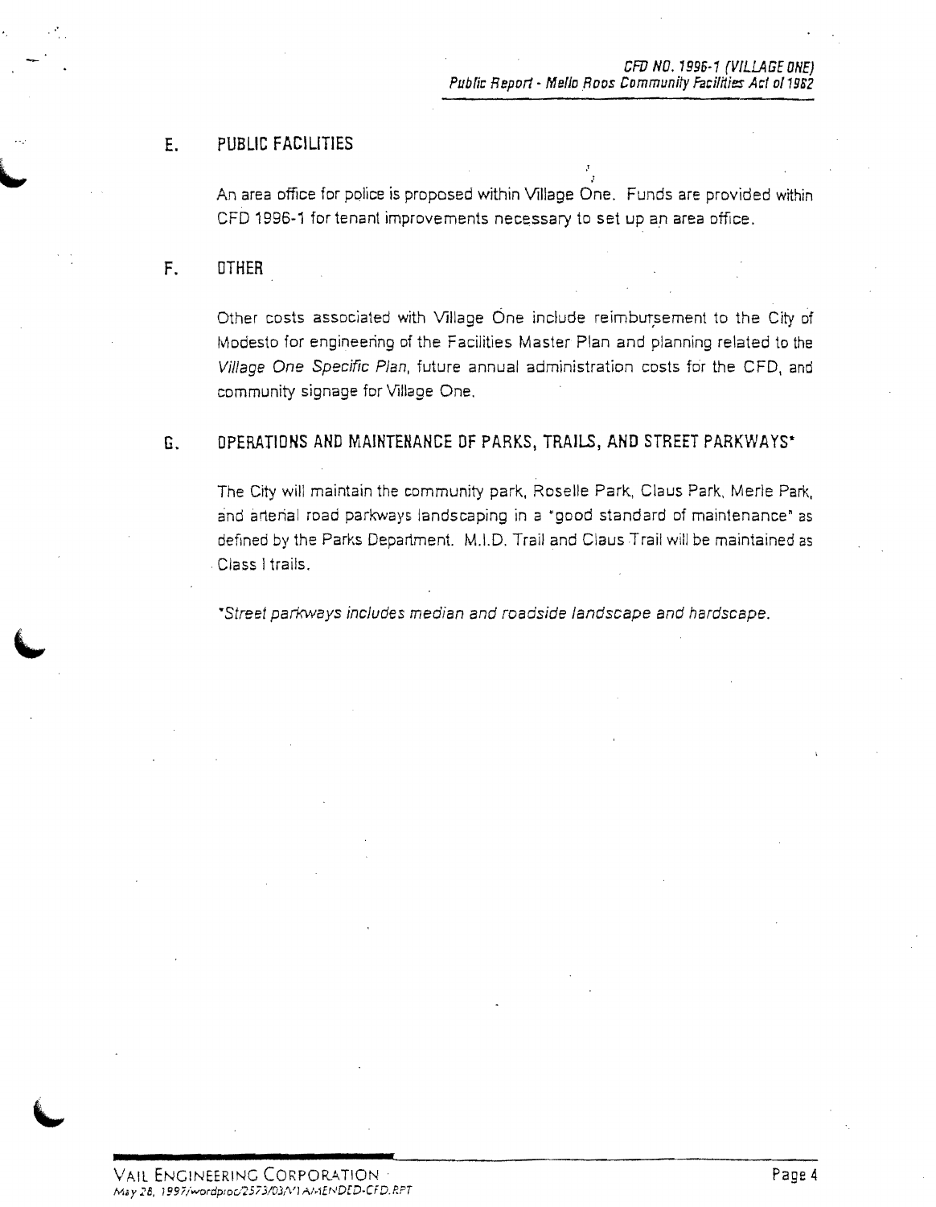## E. PUBLIC FACILITIES

An area office for police is proposed within Village One. Funds are provided within CFD 1996-1 for tenant improvements necessary to set up an area office.

## F. OTHER

Other costs associated with Village One include reimbursement to the City of Modesto for engineering of the Facilities Master Plan and planning related to the *Village One Specific Plan*, future annual administration costs for the CFD, and community signage for Village One.

## G. OPERATIONS AND MAINTENANCE OF PARKS, TRAILS, AND STREET PARKWAYS*

The City will maintain the community park, Roselle Park, Claus Park, Merle Park, and arterial road parkways landscaping in a "good standard of maintenance" as defined by the Parks Department. M.I.D. Trail and Claus Trail will be maintained as Class I trails.

*\*Street parkways includes median and roadside landscape and hardscape.*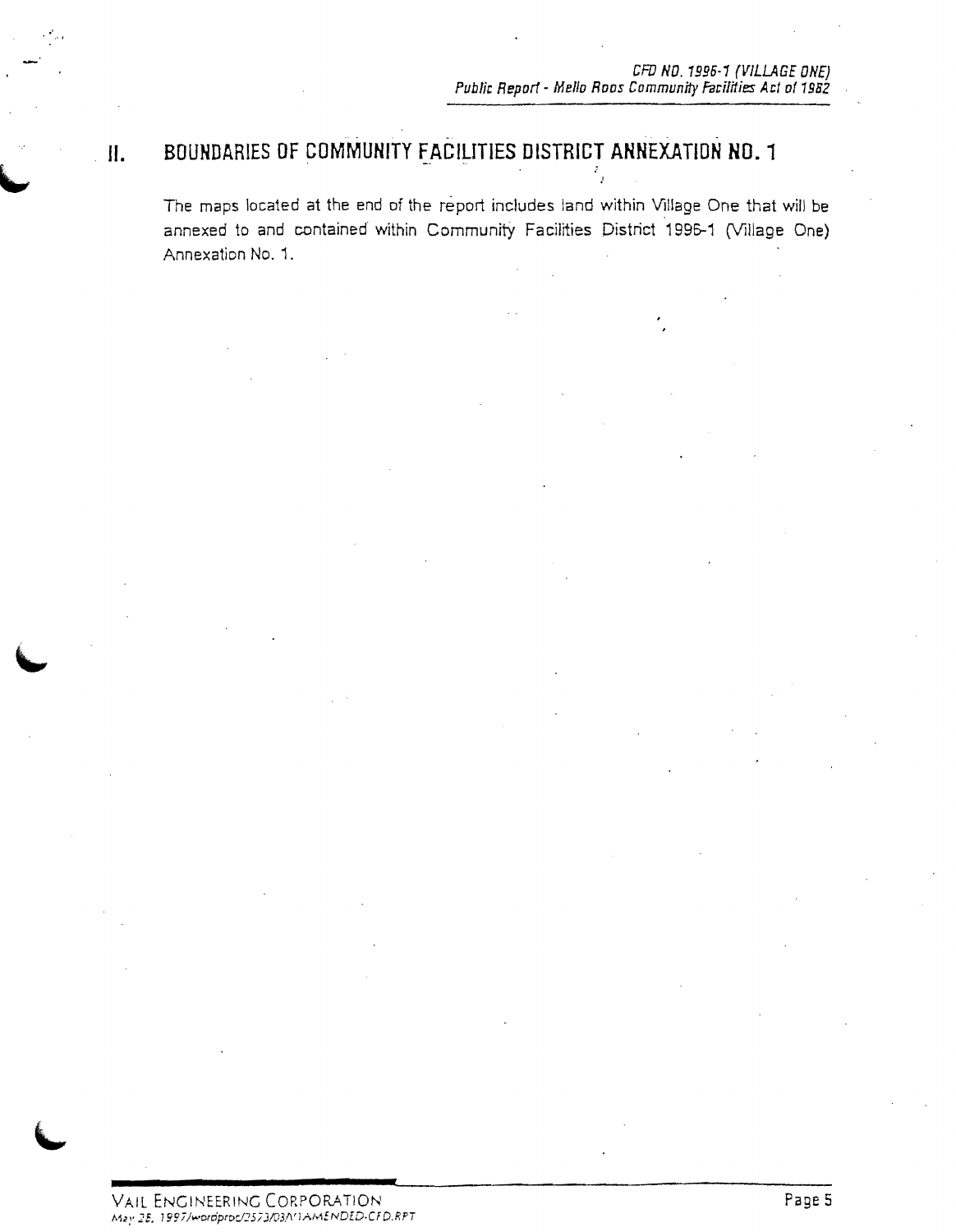## II. BOUNDARIES OF COMMUNITY FACILITIES DISTRICT ANNEXATION NO. 1

The maps located at the end of the report includes land within Village One that will be annexed to and contained within Community Facilities District 1996-1 (Village One) Annexation No. 1.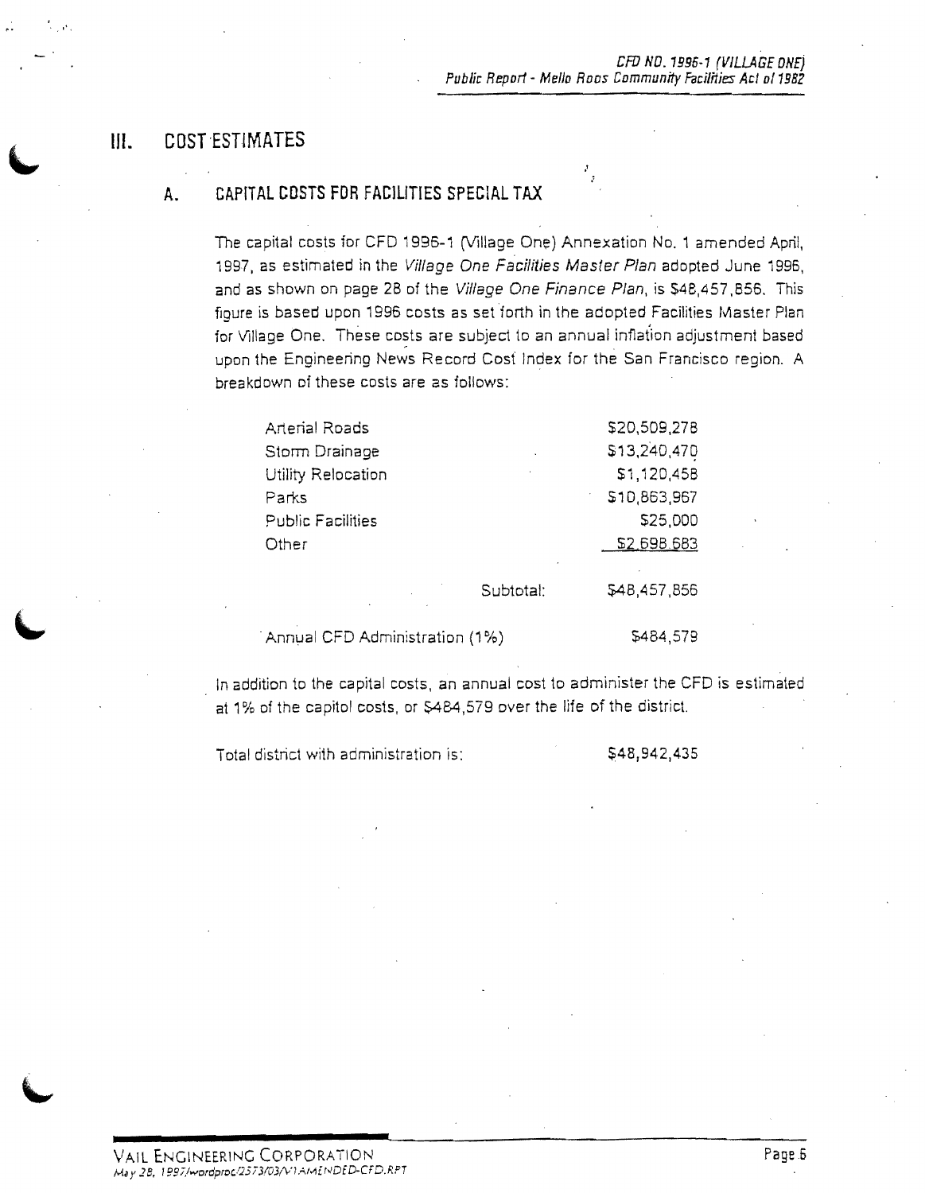# III. COST ESTIMATES

## A. CAPITAL COSTS FOR FACILITIES SPECIAL TAX

The capital costs for CFD 1996-1 (Village One) Annexation No. 1 amended April, 1997, as estimated in the *Village One Facilities Master Plan* adopted June 1996, and as shown on page 28 of the *Village One Finance Plan*, is $48,457,856. This figure is based upon 1996 costs as set forth in the adopted Facilities Master Plan for Village One. These costs are subject to an annual inflation adjustment based upon the Engineering News Record Cost Index for the San Francisco region. A breakdown of these costs are as follows:

| | | |
|---|---|---|
| Arterial Roads | | $20,509,278 |
| Storm Drainage | | $13,240,470 |
| Utility Relocation | | $1,120,458 |
| Parks | | $10,863,967 |
| Public Facilities | | $25,000 |
| Other | | $2,698,683 |
| | Subtotal: | $48,457,856 |
| Annual CFD Administration (1%) | | $484,579 |

In addition to the capital costs, an annual cost to administer the CFD is estimated at 1% of the capitol costs, or $484,579 over the life of the district.

Total district with administration is: $48,942,435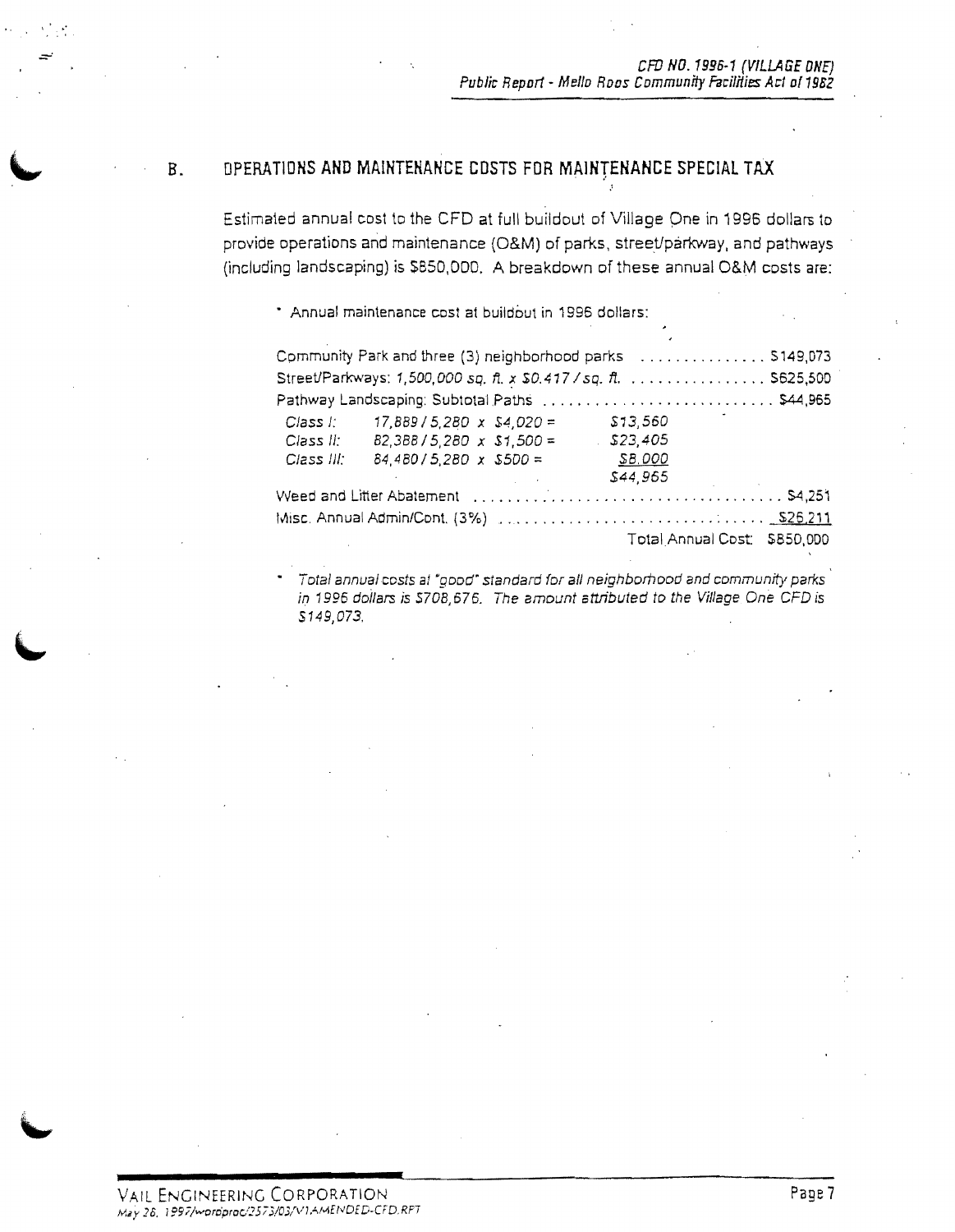## B. OPERATIONS AND MAINTENANCE COSTS FOR MAINTENANCE SPECIAL TAX

Estimated annual cost to the CFD at full buildout of Village One in 1996 dollars to provide operations and maintenance (O&M) of parks, street/parkway, and pathways (including landscaping) is $850,000. A breakdown of these annual O&M costs are:

- Annual maintenance cost at buildout in 1996 dollars:

| | | | |
|---|---|---|---|
| Community Park and three (3) neighborhood parks | | | $149,073 |
| Street/Parkways: *1,500,000 sq. ft. x $0.417 / sq. ft.* | | | $625,500 |
| Pathway Landscaping: Subtotal Paths | | | $44,965 |
| *Class I:* | *17,889 / 5,280 x $4,020 =* | *$13,560* | |
| *Class II:* | *82,388 / 5,280 x $1,500 =* | *$23,405* | |
| *Class III:* | *84,480 / 5,280 x $500 =* | *$8,000* | |
| | | *$44,965* | |
| Weed and Litter Abatement | | | $4,251 |
| Misc. Annual Admin/Cont. (3%) | | | $26,211 |
| | | Total Annual Cost: | $850,000 |

- *Total annual costs at "good" standard for all neighborhood and community parks in 1996 dollars is $708,676. The amount attributed to the Village One CFD is $149,073.*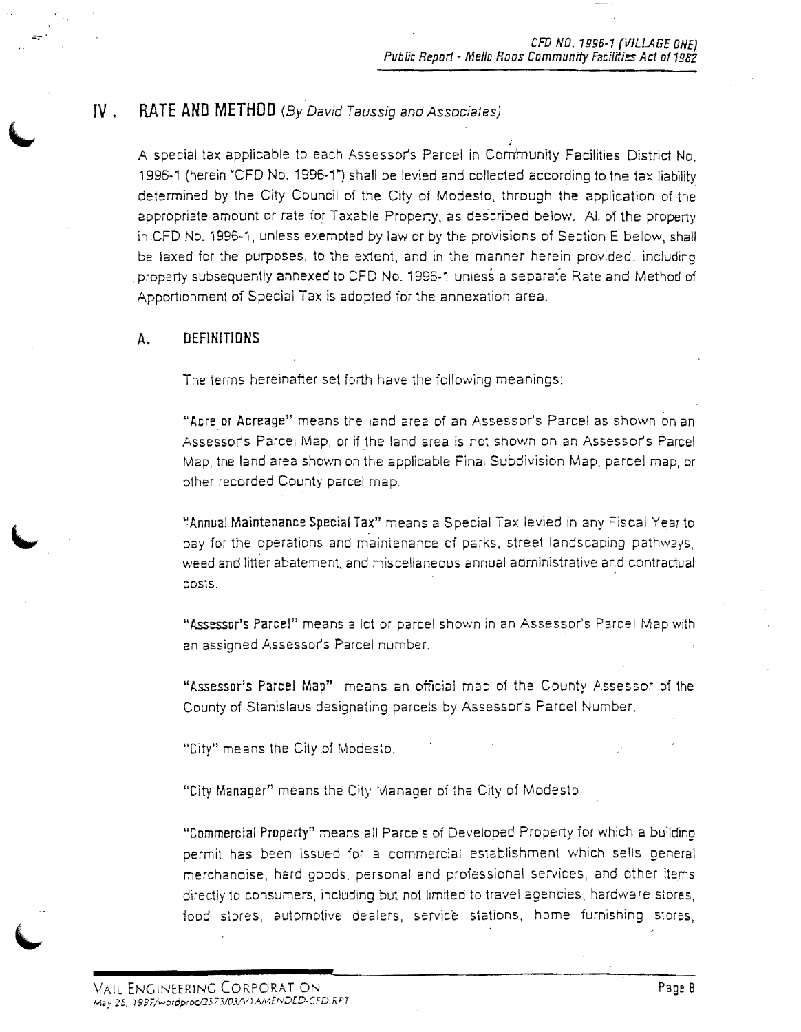## IV . RATE AND METHOD *(By David Taussig and Associates)*

A special tax applicable to each Assessor's Parcel in Community Facilities District No. 1996-1 (herein "CFD No. 1996-1") shall be levied and collected according to the tax liability determined by the City Council of the City of Modesto, through the application of the appropriate amount or rate for Taxable Property, as described below. All of the property in CFD No. 1996-1, unless exempted by law or by the provisions of Section E below, shall be taxed for the purposes, to the extent, and in the manner herein provided, including property subsequently annexed to CFD No. 1996-1 unless a separate Rate and Method of Apportionment of Special Tax is adopted for the annexation area.

### A. DEFINITIONS

The terms hereinafter set forth have the following meanings:

**"Acre or Acreage"** means the land area of an Assessor's Parcel as shown on an Assessor's Parcel Map, or if the land area is not shown on an Assessor's Parcel Map, the land area shown on the applicable Final Subdivision Map, parcel map, or other recorded County parcel map.

**"Annual Maintenance Special Tax"** means a Special Tax levied in any Fiscal Year to pay for the operations and maintenance of parks, street landscaping pathways, weed and litter abatement, and miscellaneous annual administrative and contractual costs.

**"Assessor's Parcel"** means a lot or parcel shown in an Assessor's Parcel Map with an assigned Assessor's Parcel number.

**"Assessor's Parcel Map"** means an official map of the County Assessor of the County of Stanislaus designating parcels by Assessor's Parcel Number.

**"City"** means the City of Modesto.

**"City Manager"** means the City Manager of the City of Modesto.

**"Commercial Property"** means all Parcels of Developed Property for which a building permit has been issued for a commercial establishment which sells general merchandise, hard goods, personal and professional services, and other items directly to consumers, including but not limited to travel agencies, hardware stores, food stores, automotive dealers, service stations, home furnishing stores,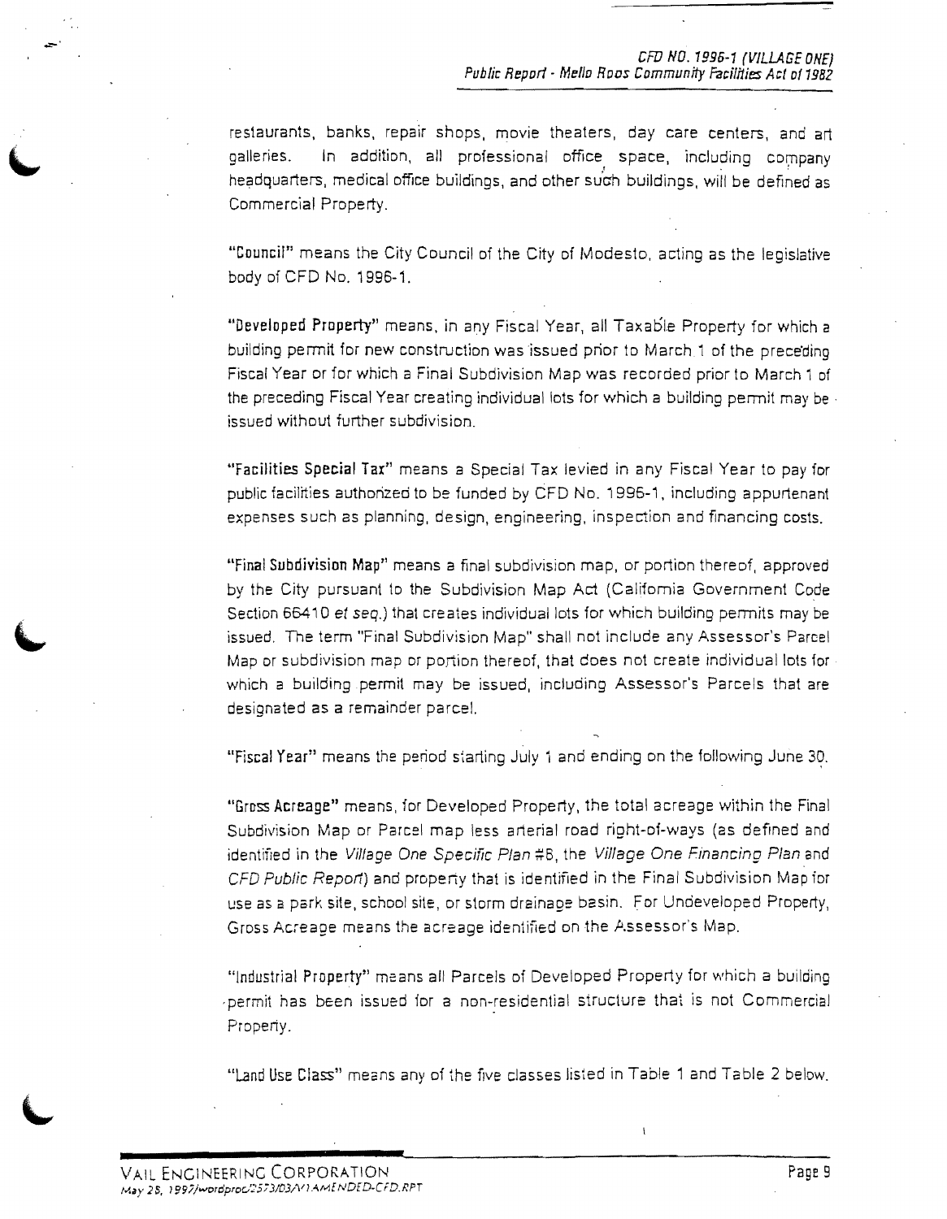restaurants, banks, repair shops, movie theaters, day care centers, and art galleries. In addition, all professional office space, including company headquarters, medical office buildings, and other such buildings, will be defined as Commercial Property.

**"Council"** means the City Council of the City of Modesto, acting as the legislative body of CFD No. 1996-1.

**"Developed Property"** means, in any Fiscal Year, all Taxable Property for which a building permit for new construction was issued prior to March 1 of the preceding Fiscal Year or for which a Final Subdivision Map was recorded prior to March 1 of the preceding Fiscal Year creating individual lots for which a building permit may be issued without further subdivision.

**"Facilities Special Tax"** means a Special Tax levied in any Fiscal Year to pay for public facilities authorized to be funded by CFD No. 1996-1, including appurtenant expenses such as planning, design, engineering, inspection and financing costs.

**"Final Subdivision Map"** means a final subdivision map, or portion thereof, approved by the City pursuant to the Subdivision Map Act (California Government Code Section 66410 *et seq.*) that creates individual lots for which building permits may be issued. The term "Final Subdivision Map" shall not include any Assessor's Parcel Map or subdivision map or portion thereof, that does not create individual lots for which a building permit may be issued, including Assessor's Parcels that are designated as a remainder parcel.

**"Fiscal Year"** means the period starting July 1 and ending on the following June 30.

**"Gross Acreage"** means, for Developed Property, the total acreage within the Final Subdivision Map or Parcel map less arterial road right-of-ways (as defined and identified in the *Village One Specific Plan* #6, the *Village One Financing Plan* and *CFD Public Report*) and property that is identified in the Final Subdivision Map for use as a park site, school site, or storm drainage basin. For Undeveloped Property, Gross Acreage means the acreage identified on the Assessor's Map.

**"Industrial Property"** means all Parcels of Developed Property for which a building permit has been issued for a non-residential structure that is not Commercial Property.

**"Land Use Class"** means any of the five classes listed in Table 1 and Table 2 below.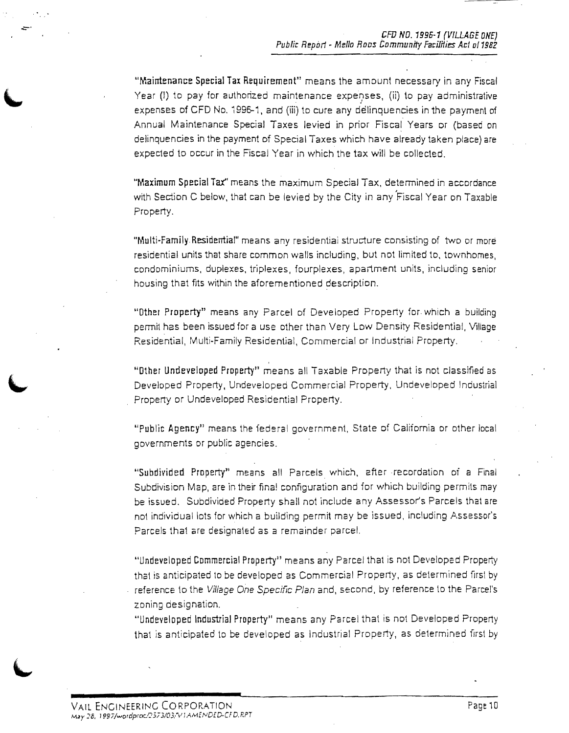**"Maintenance Special Tax Requirement"** means the amount necessary in any Fiscal Year (I) to pay for authorized maintenance expenses, (ii) to pay administrative expenses of CFD No. 1996-1, and (iii) to cure any delinquencies in the payment of Annual Maintenance Special Taxes levied in prior Fiscal Years or (based on delinquencies in the payment of Special Taxes which have already taken place) are expected to occur in the Fiscal Year in which the tax will be collected.

**"Maximum Special Tax"** means the maximum Special Tax, determined in accordance with Section C below, that can be levied by the City in any Fiscal Year on Taxable Property.

**"Multi-Family Residential"** means any residential structure consisting of two or more residential units that share common walls including, but not limited to, townhomes, condominiums, duplexes, triplexes, fourplexes, apartment units, including senior housing that fits within the aforementioned description.

**"Other Property"** means any Parcel of Developed Property for which a building permit has been issued for a use other than Very Low Density Residential, Village Residential, Multi-Family Residential, Commercial or Industrial Property.

**"Other Undeveloped Property"** means all Taxable Property that is not classified as Developed Property, Undeveloped Commercial Property, Undeveloped Industrial Property or Undeveloped Residential Property.

**"Public Agency"** means the federal government, State of California or other local governments or public agencies.

**"Subdivided Property"** means all Parcels which, after recordation of a Final Subdivision Map, are in their final configuration and for which building permits may be issued. Subdivided Property shall not include any Assessor's Parcels that are not individual lots for which a building permit may be issued, including Assessor's Parcels that are designated as a remainder parcel.

**"Undeveloped Commercial Property"** means any Parcel that is not Developed Property that is anticipated to be developed as Commercial Property, as determined first by reference to the *Village One Specific Plan* and, second, by reference to the Parcel's zoning designation.

**"Undeveloped Industrial Property"** means any Parcel that is not Developed Property that is anticipated to be developed as Industrial Property, as determined first by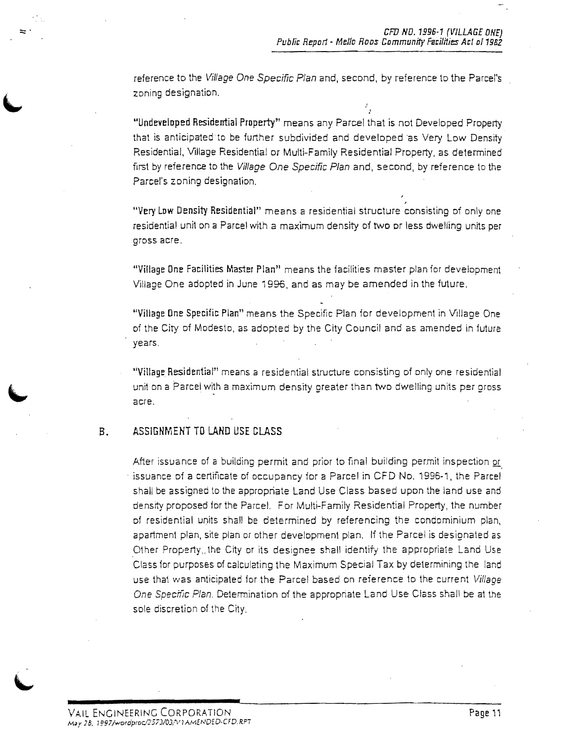reference to the *Village One Specific Plan* and, second, by reference to the Parcel's zoning designation.

**"Undeveloped Residential Property"** means any Parcel that is not Developed Property that is anticipated to be further subdivided and developed as Very Low Density Residential, Village Residential or Multi-Family Residential Property, as determined first by reference to the *Village One Specific Plan* and, second, by reference to the Parcel's zoning designation.

**"Very Low Density Residential"** means a residential structure consisting of only one residential unit on a Parcel with a maximum density of two or less dwelling units per gross acre.

**"Village One Facilities Master Plan"** means the facilities master plan for development Village One adopted in June 1996, and as may be amended in the future.

**"Village One Specific Plan"** means the Specific Plan for development in Village One of the City of Modesto, as adopted by the City Council and as amended in future years.

**"Village Residential"** means a residential structure consisting of only one residential unit on a Parcel with a maximum density greater than two dwelling units per gross acre.

## B. ASSIGNMENT TO LAND USE CLASS

After issuance of a building permit and prior to final building permit inspection or issuance of a certificate of occupancy for a Parcel in CFD No. 1996-1, the Parcel shall be assigned to the appropriate Land Use Class based upon the land use and density proposed for the Parcel. For Multi-Family Residential Property, the number of residential units shall be determined by referencing the condominium plan, apartment plan, site plan or other development plan. If the Parcel is designated as Other Property, the City or its designee shall identify the appropriate Land Use Class for purposes of calculating the Maximum Special Tax by determining the land use that was anticipated for the Parcel based on reference to the current *Village One Specific Plan*. Determination of the appropriate Land Use Class shall be at the sole discretion of the City.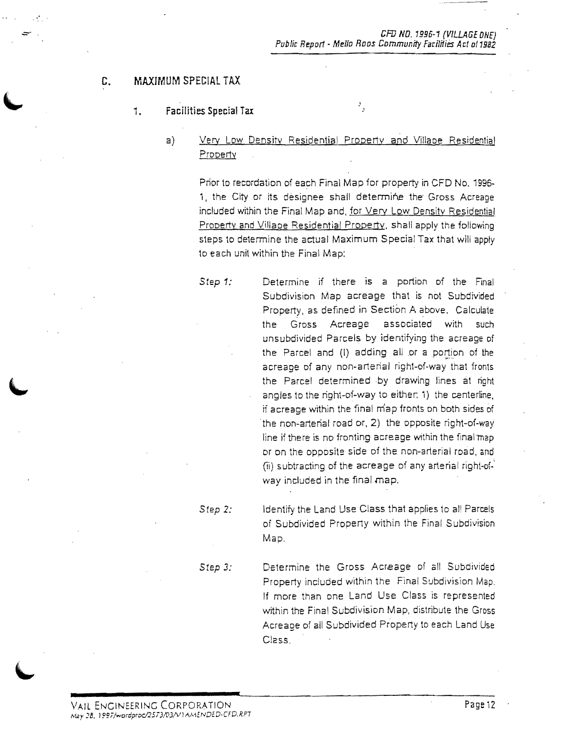## C. MAXIMUM SPECIAL TAX

### 1. Facilities Special Tax

a) Very Low Density Residential Property and Village Residential Property

Prior to recordation of each Final Map for property in CFD No. 1996-1, the City or its designee shall determine the Gross Acreage included within the Final Map and, for Very Low Density Residential Property and Village Residential Property, shall apply the following steps to determine the actual Maximum Special Tax that will apply to each unit within the Final Map:

*Step 1:* Determine if there is a portion of the Final Subdivision Map acreage that is not Subdivided Property, as defined in Section A above. Calculate the Gross Acreage associated with such unsubdivided Parcels by identifying the acreage of the Parcel and (I) adding all or a portion of the acreage of any non-arterial right-of-way that fronts the Parcel determined by drawing lines at right angles to the right-of-way to either: 1) the centerline, if acreage within the final map fronts on both sides of the non-arterial road or, 2) the opposite right-of-way line if there is no fronting acreage within the final map or on the opposite side of the non-arterial road, and (ii) subtracting of the acreage of any arterial right-of-way included in the final map.

*Step 2:* Identify the Land Use Class that applies to all Parcels of Subdivided Property within the Final Subdivision Map.

*Step 3:* Determine the Gross Acreage of all Subdivided Property included within the Final Subdivision Map. If more than one Land Use Class is represented within the Final Subdivision Map, distribute the Gross Acreage of all Subdivided Property to each Land Use Class.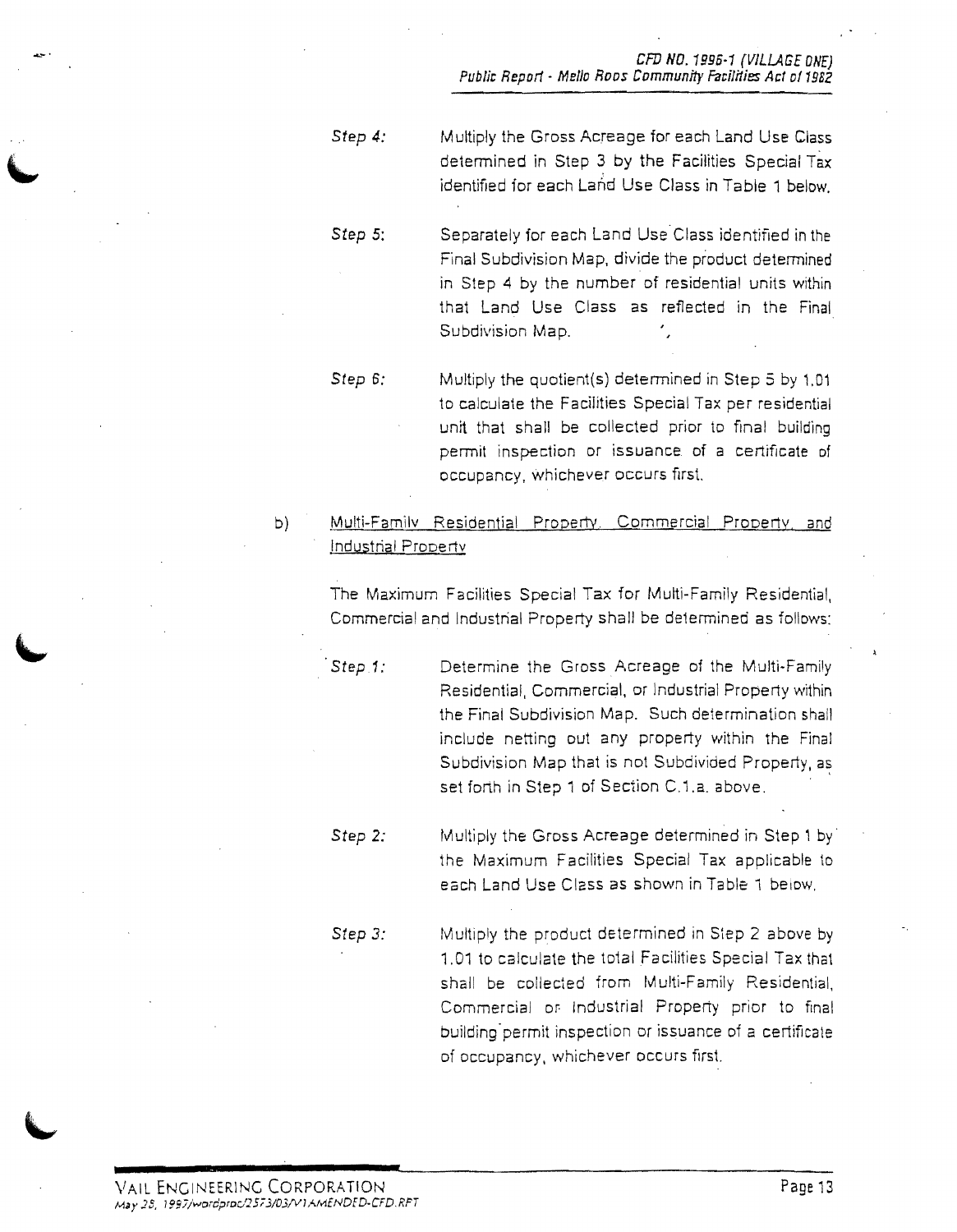*Step 4:* Multiply the Gross Acreage for each Land Use Class determined in Step 3 by the Facilities Special Tax identified for each Land Use Class in Table 1 below.

*Step 5:* Separately for each Land Use Class identified in the Final Subdivision Map, divide the product determined in Step 4 by the number of residential units within that Land Use Class as reflected in the Final Subdivision Map.

*Step 6:* Multiply the quotient(s) determined in Step 5 by 1.01 to calculate the Facilities Special Tax per residential unit that shall be collected prior to final building permit inspection or issuance of a certificate of occupancy, whichever occurs first.

b) Multi-Family Residential Property, Commercial Property, and Industrial Property

The Maximum Facilities Special Tax for Multi-Family Residential, Commercial and Industrial Property shall be determined as follows:

*Step 1:* Determine the Gross Acreage of the Multi-Family Residential, Commercial, or Industrial Property within the Final Subdivision Map. Such determination shall include netting out any property within the Final Subdivision Map that is not Subdivided Property, as set forth in Step 1 of Section C.1.a. above.

*Step 2:* Multiply the Gross Acreage determined in Step 1 by the Maximum Facilities Special Tax applicable to each Land Use Class as shown in Table 1 below.

*Step 3:* Multiply the product determined in Step 2 above by 1.01 to calculate the total Facilities Special Tax that shall be collected from Multi-Family Residential, Commercial or Industrial Property prior to final building permit inspection or issuance of a certificate of occupancy, whichever occurs first.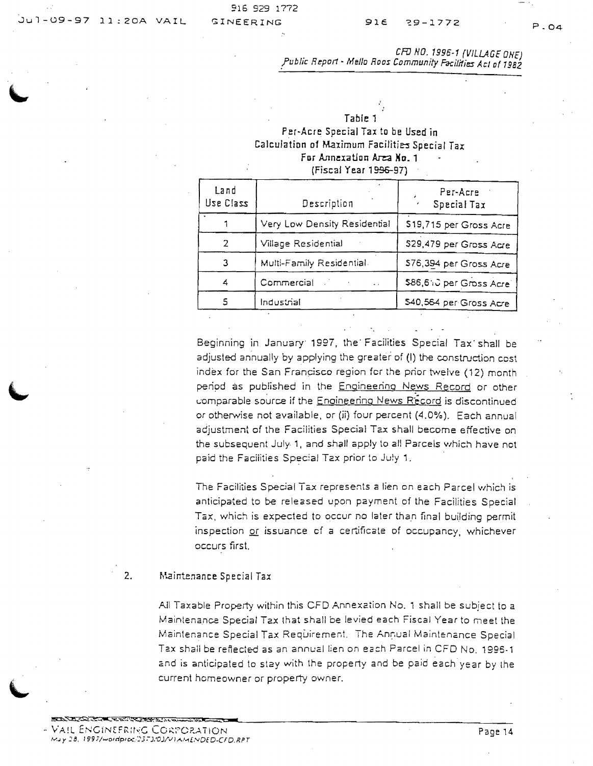Table 1
Per-Acre Special Tax to be Used in
Calculation of Maximum Facilities Special Tax
For Annexation Area No. 1
(Fiscal Year 1996-97)

| Land Use Class | Description | Per-Acre Special Tax |
|---|---|---|
| 1 | Very Low Density Residential | $19,715 per Gross Acre |
| 2 | Village Residential | $29,479 per Gross Acre |
| 3 | Multi-Family Residential | $76,394 per Gross Acre |
| 4 | Commercial | $86,610 per Gross Acre |
| 5 | Industrial | $40,564 per Gross Acre |

Beginning in January 1997, the Facilities Special Tax shall be adjusted annually by applying the greater of (I) the construction cost index for the San Francisco region for the prior twelve (12) month period as published in the Engineering News Record or other comparable source if the Engineering News Record is discontinued or otherwise not available, or (ii) four percent (4.0%). Each annual adjustment of the Facilities Special Tax shall become effective on the subsequent July 1, and shall apply to all Parcels which have not paid the Facilities Special Tax prior to July 1.

The Facilities Special Tax represents a lien on each Parcel which is anticipated to be released upon payment of the Facilities Special Tax, which is expected to occur no later than final building permit inspection or issuance of a certificate of occupancy, whichever occurs first.

2. Maintenance Special Tax

All Taxable Property within this CFD Annexation No. 1 shall be subject to a Maintenance Special Tax that shall be levied each Fiscal Year to meet the Maintenance Special Tax Requirement. The Annual Maintenance Special Tax shall be reflected as an annual lien on each Parcel in CFD No. 1996-1 and is anticipated to stay with the property and be paid each year by the current homeowner or property owner.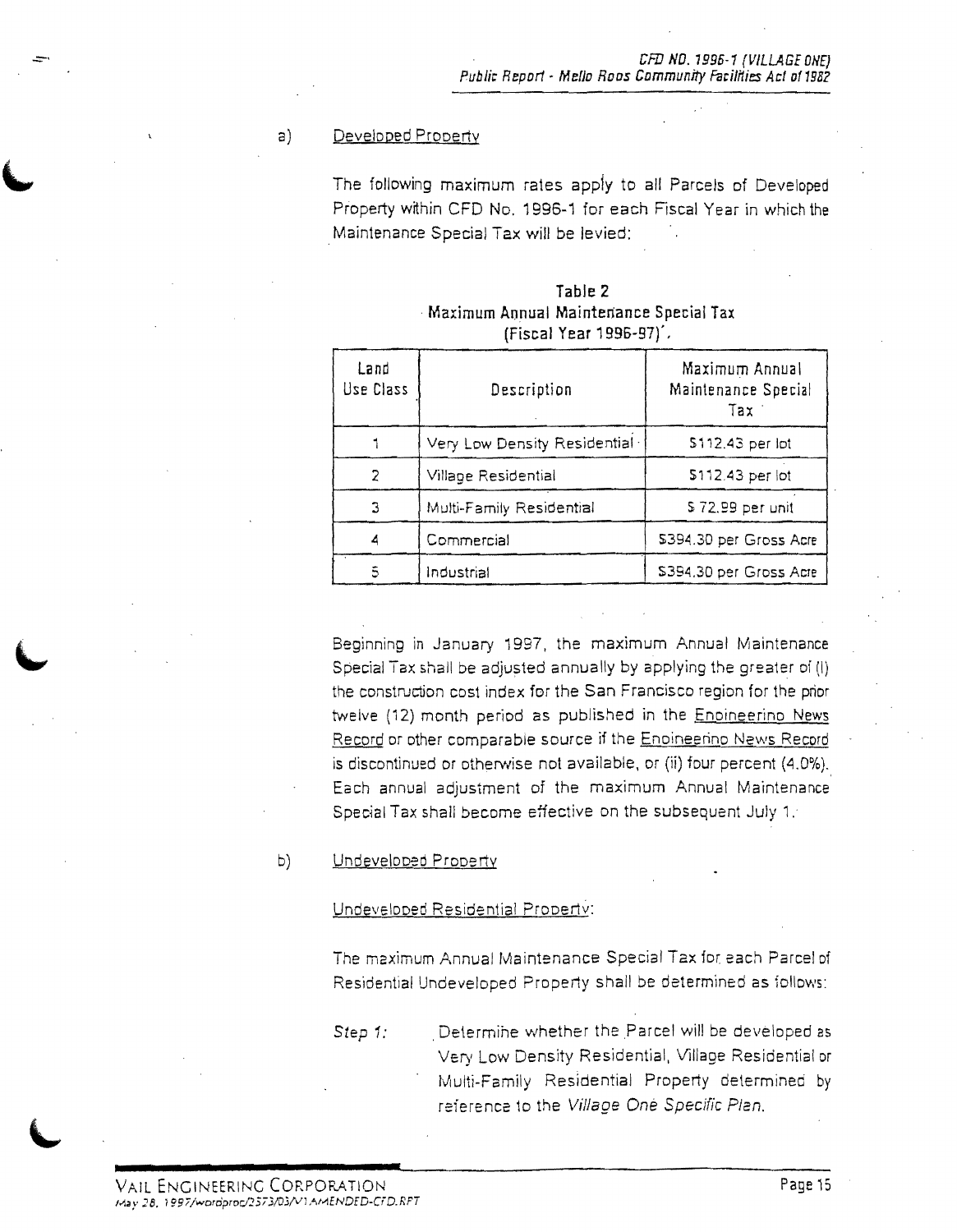a) Developed Property

The following maximum rates apply to all Parcels of Developed Property within CFD No. 1996-1 for each Fiscal Year in which the Maintenance Special Tax will be levied:

**Table 2**
**Maximum Annual Maintenance Special Tax**
**(Fiscal Year 1996-97)**

| Land Use Class | Description | Maximum Annual Maintenance Special Tax |
|---|---|---|
| 1 | Very Low Density Residential | $112.43 per lot |
| 2 | Village Residential | $112.43 per lot |
| 3 | Multi-Family Residential | $ 72.99 per unit |
| 4 | Commercial | $394.30 per Gross Acre |
| 5 | Industrial | $394.30 per Gross Acre |

Beginning in January 1997, the maximum Annual Maintenance Special Tax shall be adjusted annually by applying the greater of (i) the construction cost index for the San Francisco region for the prior twelve (12) month period as published in the Engineering News Record or other comparable source if the Engineering News Record is discontinued or otherwise not available, or (ii) four percent (4.0%). Each annual adjustment of the maximum Annual Maintenance Special Tax shall become effective on the subsequent July 1.

b) Undeveloped Property

Undeveloped Residential Property:

The maximum Annual Maintenance Special Tax for each Parcel of Residential Undeveloped Property shall be determined as follows:

*Step 1:* Determine whether the Parcel will be developed as Very Low Density Residential, Village Residential or Multi-Family Residential Property determined by reference to the *Village One Specific Plan*.

VAIL ENGINEERING CORPORATION
May 28, 1997/wordproc/2573/03/V1AMENDED-CFD.RPT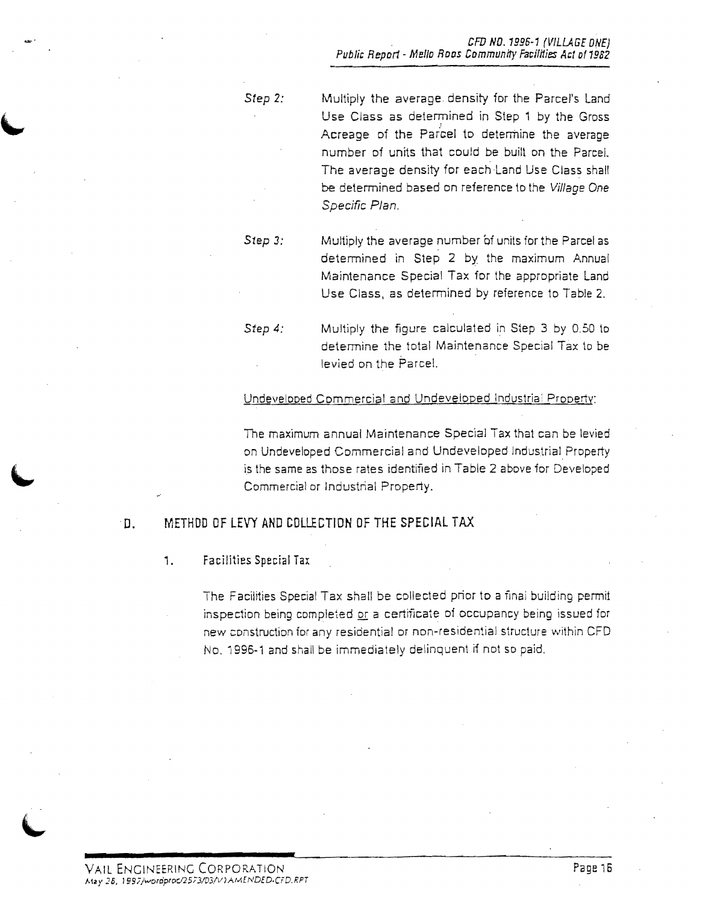*Step 2:* Multiply the average density for the Parcel's Land Use Class as determined in Step 1 by the Gross Acreage of the Parcel to determine the average number of units that could be built on the Parcel. The average density for each Land Use Class shall be determined based on reference to the *Village One Specific Plan*.

*Step 3:* Multiply the average number of units for the Parcel as determined in Step 2 by the maximum Annual Maintenance Special Tax for the appropriate Land Use Class, as determined by reference to Table 2.

*Step 4:* Multiply the figure calculated in Step 3 by 0.50 to determine the total Maintenance Special Tax to be levied on the Parcel.

Undeveloped Commercial and Undeveloped Industrial Property:

The maximum annual Maintenance Special Tax that can be levied on Undeveloped Commercial and Undeveloped Industrial Property is the same as those rates identified in Table 2 above for Developed Commercial or Industrial Property.

## D. METHOD OF LEVY AND COLLECTION OF THE SPECIAL TAX

### 1. Facilities Special Tax

The Facilities Special Tax shall be collected prior to a final building permit inspection being completed or a certificate of occupancy being issued for new construction for any residential or non-residential structure within CFD No. 1996-1 and shall be immediately delinquent if not so paid.

VAIL ENGINEERING CORPORATION
May 28, 1997/wordproc/2573/03/V1AMENDED-CFD.RPT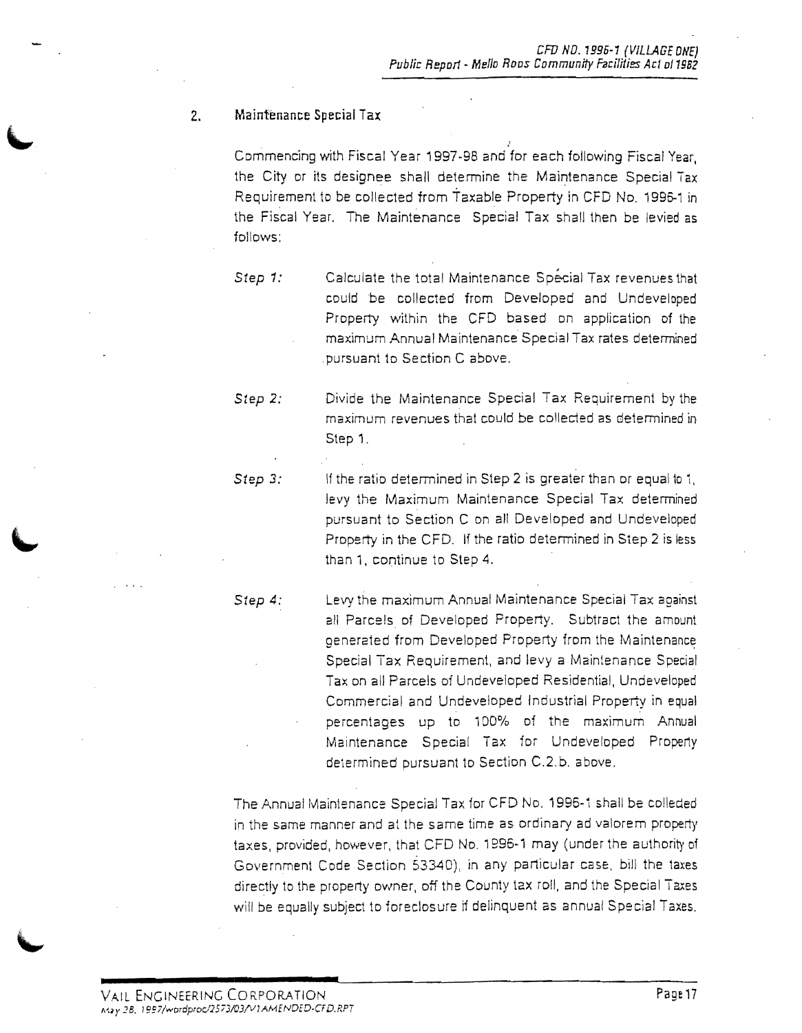2. **Maintenance Special Tax**

Commencing with Fiscal Year 1997-98 and for each following Fiscal Year, the City or its designee shall determine the Maintenance Special Tax Requirement to be collected from Taxable Property in CFD No. 1996-1 in the Fiscal Year. The Maintenance Special Tax shall then be levied as follows:

*Step 1:* Calculate the total Maintenance Special Tax revenues that could be collected from Developed and Undeveloped Property within the CFD based on application of the maximum Annual Maintenance Special Tax rates determined pursuant to Section C above.

*Step 2:* Divide the Maintenance Special Tax Requirement by the maximum revenues that could be collected as determined in Step 1.

*Step 3:* If the ratio determined in Step 2 is greater than or equal to 1, levy the Maximum Maintenance Special Tax determined pursuant to Section C on all Developed and Undeveloped Property in the CFD. If the ratio determined in Step 2 is less than 1, continue to Step 4.

*Step 4:* Levy the maximum Annual Maintenance Special Tax against all Parcels of Developed Property. Subtract the amount generated from Developed Property from the Maintenance Special Tax Requirement, and levy a Maintenance Special Tax on all Parcels of Undeveloped Residential, Undeveloped Commercial and Undeveloped Industrial Property in equal percentages up to 100% of the maximum Annual Maintenance Special Tax for Undeveloped Property determined pursuant to Section C.2.b. above.

The Annual Maintenance Special Tax for CFD No. 1996-1 shall be collected in the same manner and at the same time as ordinary ad valorem property taxes, provided, however, that CFD No. 1996-1 may (under the authority of Government Code Section 53340), in any particular case, bill the taxes directly to the property owner, off the County tax roll, and the Special Taxes will be equally subject to foreclosure if delinquent as annual Special Taxes.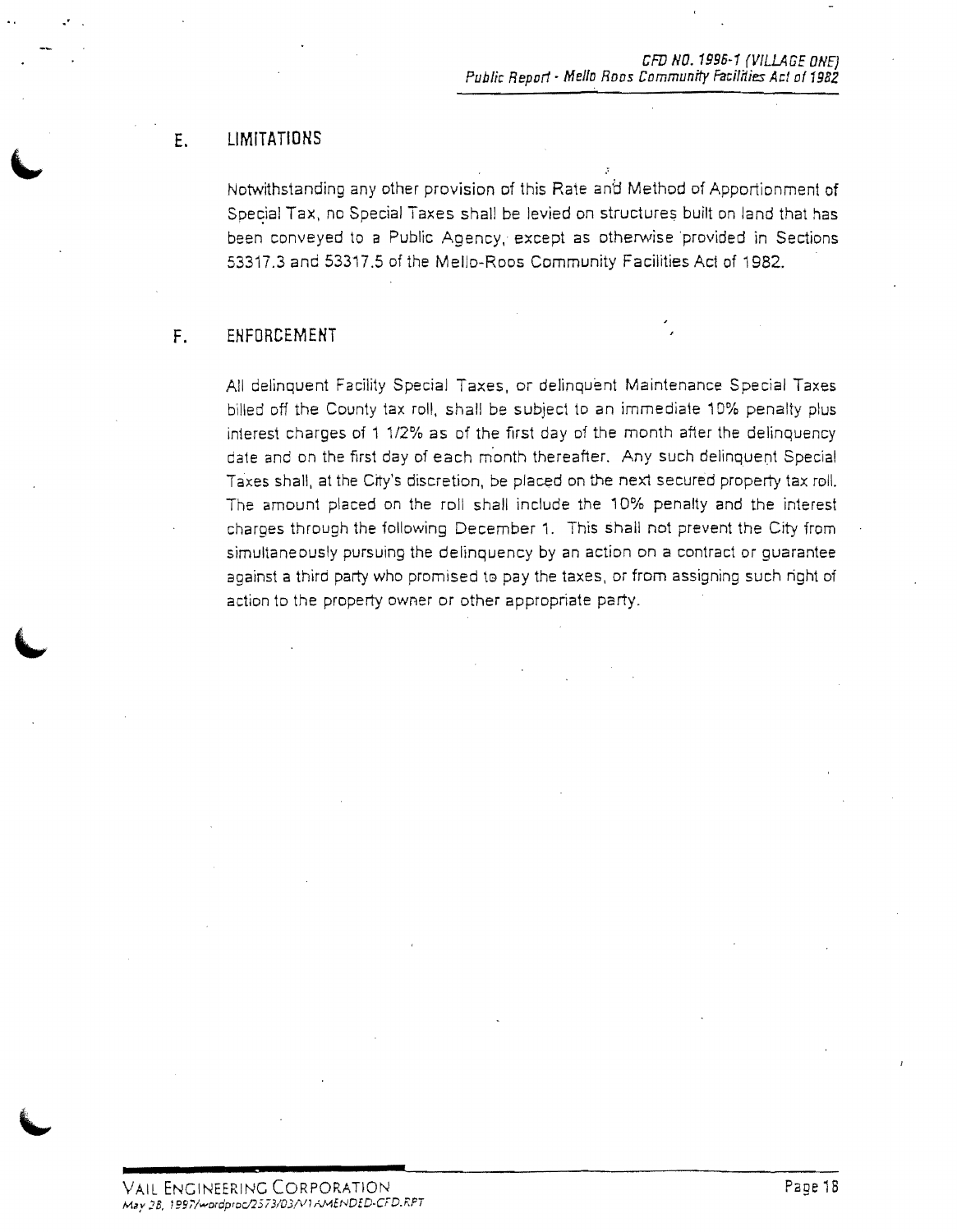## E. LIMITATIONS

Notwithstanding any other provision of this Rate and Method of Apportionment of Special Tax, no Special Taxes shall be levied on structures built on land that has been conveyed to a Public Agency, except as otherwise provided in Sections 53317.3 and 53317.5 of the Mello-Roos Community Facilities Act of 1982.

## F. ENFORCEMENT

All delinquent Facility Special Taxes, or delinquent Maintenance Special Taxes billed off the County tax roll, shall be subject to an immediate 10% penalty plus interest charges of 1 1/2% as of the first day of the month after the delinquency date and on the first day of each month thereafter. Any such delinquent Special Taxes shall, at the City's discretion, be placed on the next secured property tax roll. The amount placed on the roll shall include the 10% penalty and the interest charges through the following December 1. This shall not prevent the City from simultaneously pursuing the delinquency by an action on a contract or guarantee against a third party who promised to pay the taxes, or from assigning such right of action to the property owner or other appropriate party.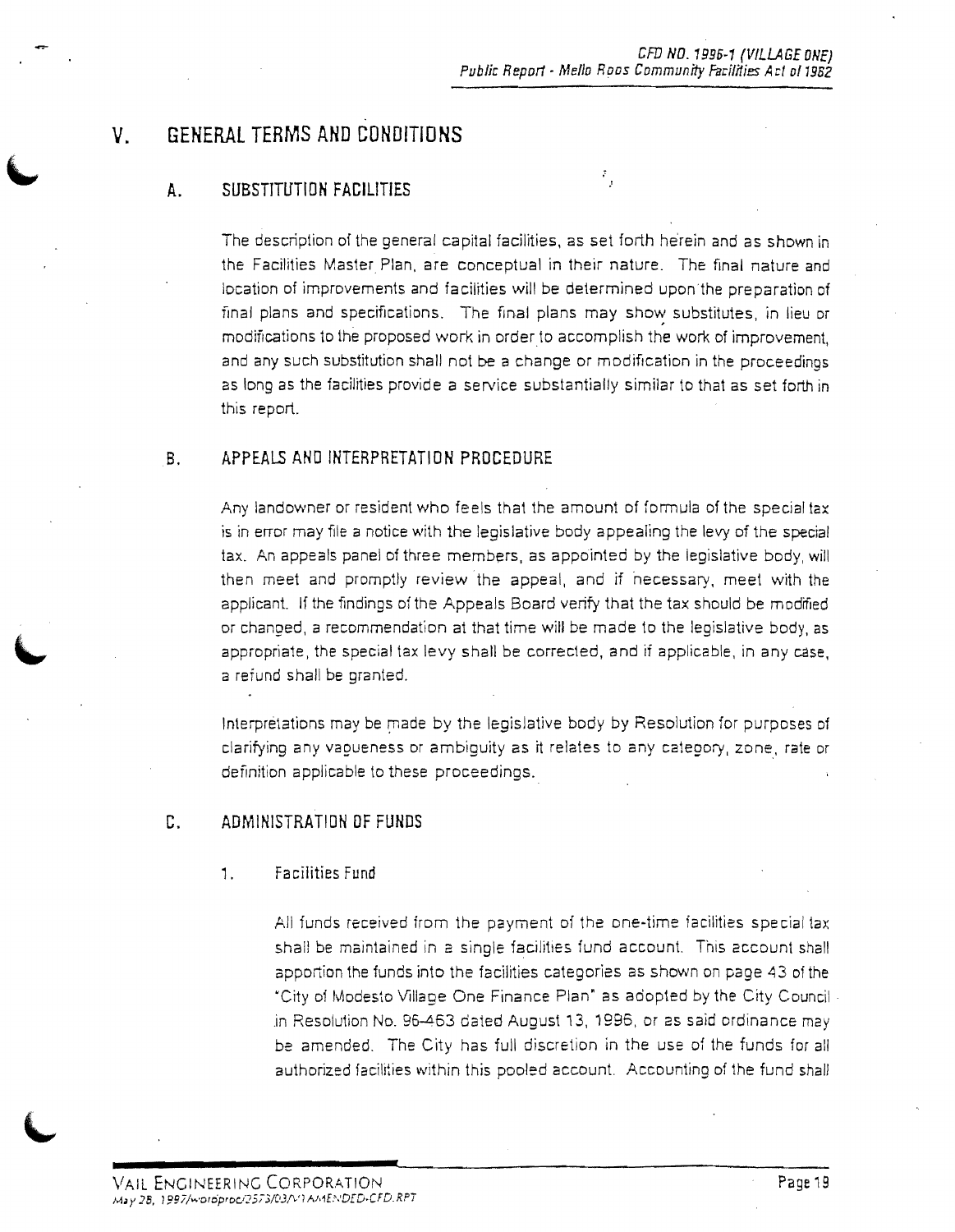# V. GENERAL TERMS AND CONDITIONS

## A. SUBSTITUTION FACILITIES

The description of the general capital facilities, as set forth herein and as shown in the Facilities Master Plan, are conceptual in their nature. The final nature and location of improvements and facilities will be determined upon the preparation of final plans and specifications. The final plans may show substitutes, in lieu or modifications to the proposed work in order to accomplish the work of improvement, and any such substitution shall not be a change or modification in the proceedings as long as the facilities provide a service substantially similar to that as set forth in this report.

## B. APPEALS AND INTERPRETATION PROCEDURE

Any landowner or resident who feels that the amount of formula of the special tax is in error may file a notice with the legislative body appealing the levy of the special tax. An appeals panel of three members, as appointed by the legislative body, will then meet and promptly review the appeal, and if necessary, meet with the applicant. If the findings of the Appeals Board verify that the tax should be modified or changed, a recommendation at that time will be made to the legislative body, as appropriate, the special tax levy shall be corrected, and if applicable, in any case, a refund shall be granted.

Interpretations may be made by the legislative body by Resolution for purposes of clarifying any vagueness or ambiguity as it relates to any category, zone, rate or definition applicable to these proceedings.

## C. ADMINISTRATION OF FUNDS

### 1. Facilities Fund

All funds received from the payment of the one-time facilities special tax shall be maintained in a single facilities fund account. This account shall apportion the funds into the facilities categories as shown on page 43 of the "City of Modesto Village One Finance Plan" as adopted by the City Council in Resolution No. 96-463 dated August 13, 1996, or as said ordinance may be amended. The City has full discretion in the use of the funds for all authorized facilities within this pooled account. Accounting of the fund shall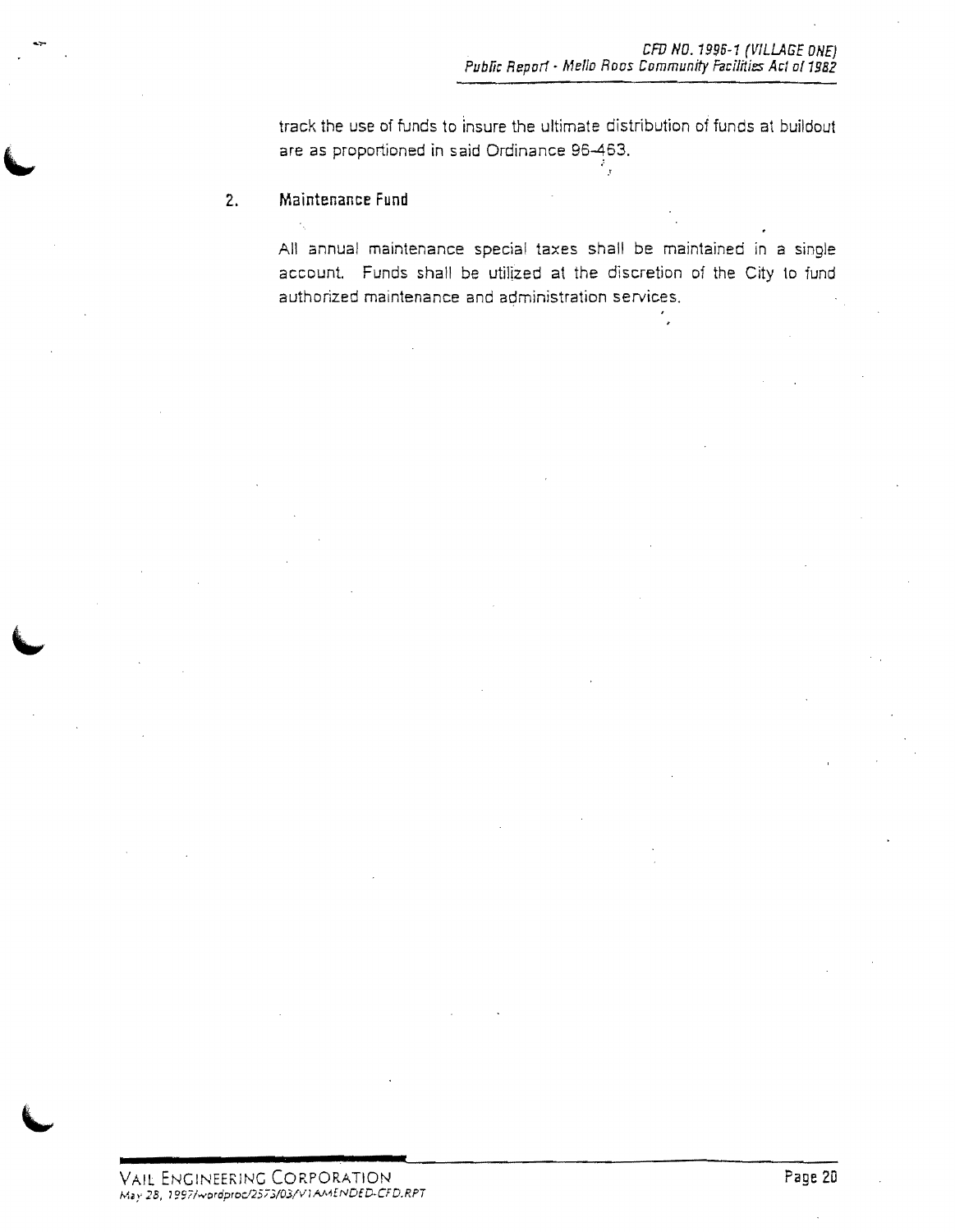track the use of funds to insure the ultimate distribution of funds at buildout are as proportioned in said Ordinance 96-463.

2. **Maintenance Fund**

All annual maintenance special taxes shall be maintained in a single account. Funds shall be utilized at the discretion of the City to fund authorized maintenance and administration services.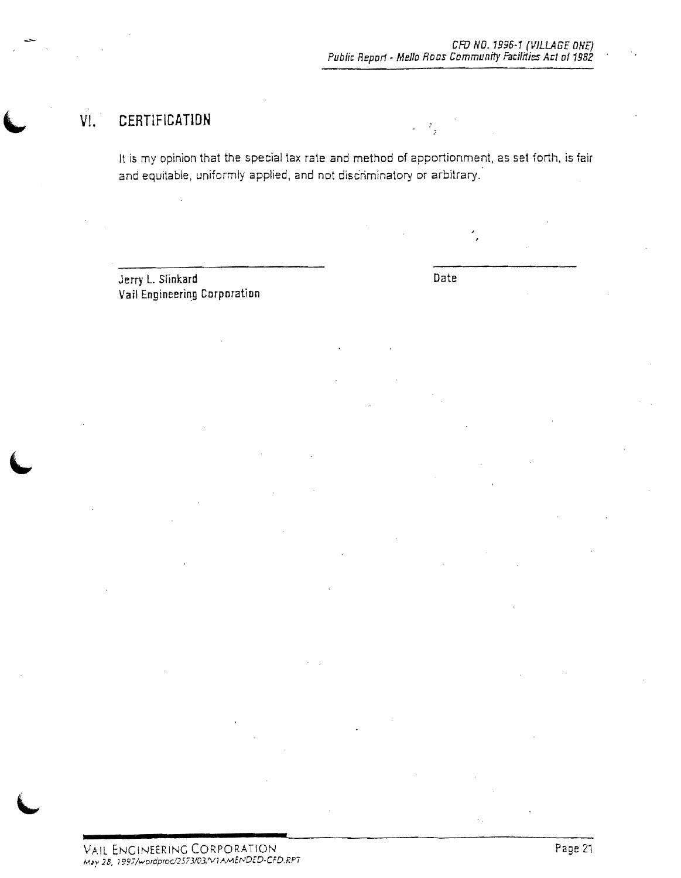## VI. CERTIFICATION

It is my opinion that the special tax rate and method of apportionment, as set forth, is fair and equitable, uniformly applied, and not discriminatory or arbitrary.

Jerry L. Slinkard
Vail Engineering Corporation

Date